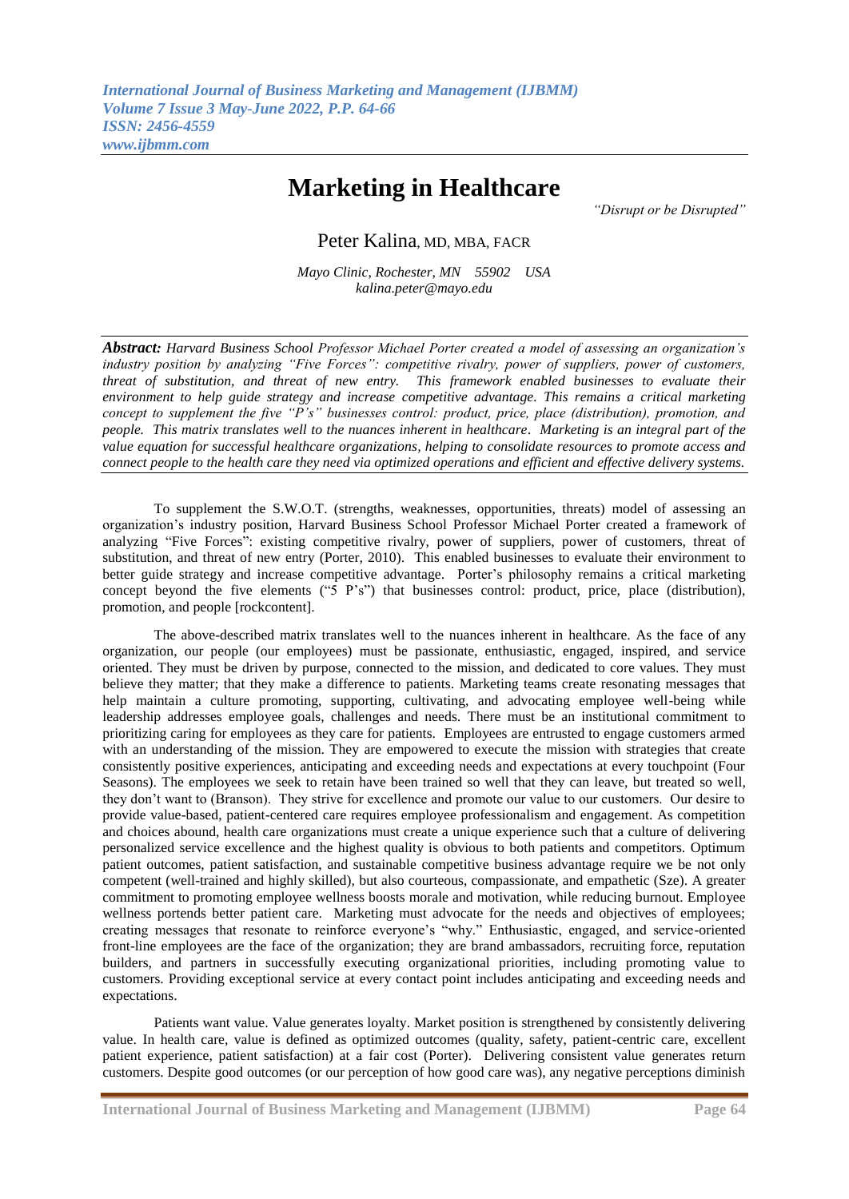# Marketing in Healthcare

*"Disrupt or be Disrupted"*

Peter Kalina, MD, MBA, FACR

*Mayo Clinic, Rochester, MN 55902 USA*
*kalina.peter@mayo.edu*

***Abstract:*** *Harvard Business School Professor Michael Porter created a model of assessing an organization's industry position by analyzing "Five Forces": competitive rivalry, power of suppliers, power of customers, threat of substitution, and threat of new entry. This framework enabled businesses to evaluate their environment to help guide strategy and increase competitive advantage. This remains a critical marketing concept to supplement the five "P's" businesses control: product, price, place (distribution), promotion, and people. This matrix translates well to the nuances inherent in healthcare. Marketing is an integral part of the value equation for successful healthcare organizations, helping to consolidate resources to promote access and connect people to the health care they need via optimized operations and efficient and effective delivery systems.*

To supplement the S.W.O.T. (strengths, weaknesses, opportunities, threats) model of assessing an organization's industry position, Harvard Business School Professor Michael Porter created a framework of analyzing "Five Forces": existing competitive rivalry, power of suppliers, power of customers, threat of substitution, and threat of new entry (Porter, 2010). This enabled businesses to evaluate their environment to better guide strategy and increase competitive advantage. Porter's philosophy remains a critical marketing concept beyond the five elements ("5 P's") that businesses control: product, price, place (distribution), promotion, and people [rockcontent].

The above-described matrix translates well to the nuances inherent in healthcare. As the face of any organization, our people (our employees) must be passionate, enthusiastic, engaged, inspired, and service oriented. They must be driven by purpose, connected to the mission, and dedicated to core values. They must believe they matter; that they make a difference to patients. Marketing teams create resonating messages that help maintain a culture promoting, supporting, cultivating, and advocating employee well-being while leadership addresses employee goals, challenges and needs. There must be an institutional commitment to prioritizing caring for employees as they care for patients. Employees are entrusted to engage customers armed with an understanding of the mission. They are empowered to execute the mission with strategies that create consistently positive experiences, anticipating and exceeding needs and expectations at every touchpoint (Four Seasons). The employees we seek to retain have been trained so well that they can leave, but treated so well, they don't want to (Branson). They strive for excellence and promote our value to our customers. Our desire to provide value-based, patient-centered care requires employee professionalism and engagement. As competition and choices abound, health care organizations must create a unique experience such that a culture of delivering personalized service excellence and the highest quality is obvious to both patients and competitors. Optimum patient outcomes, patient satisfaction, and sustainable competitive business advantage require we be not only competent (well-trained and highly skilled), but also courteous, compassionate, and empathetic (Sze). A greater commitment to promoting employee wellness boosts morale and motivation, while reducing burnout. Employee wellness portends better patient care. Marketing must advocate for the needs and objectives of employees; creating messages that resonate to reinforce everyone's "why." Enthusiastic, engaged, and service-oriented front-line employees are the face of the organization; they are brand ambassadors, recruiting force, reputation builders, and partners in successfully executing organizational priorities, including promoting value to customers. Providing exceptional service at every contact point includes anticipating and exceeding needs and expectations.

Patients want value. Value generates loyalty. Market position is strengthened by consistently delivering value. In health care, value is defined as optimized outcomes (quality, safety, patient-centric care, excellent patient experience, patient satisfaction) at a fair cost (Porter). Delivering consistent value generates return customers. Despite good outcomes (or our perception of how good care was), any negative perceptions diminish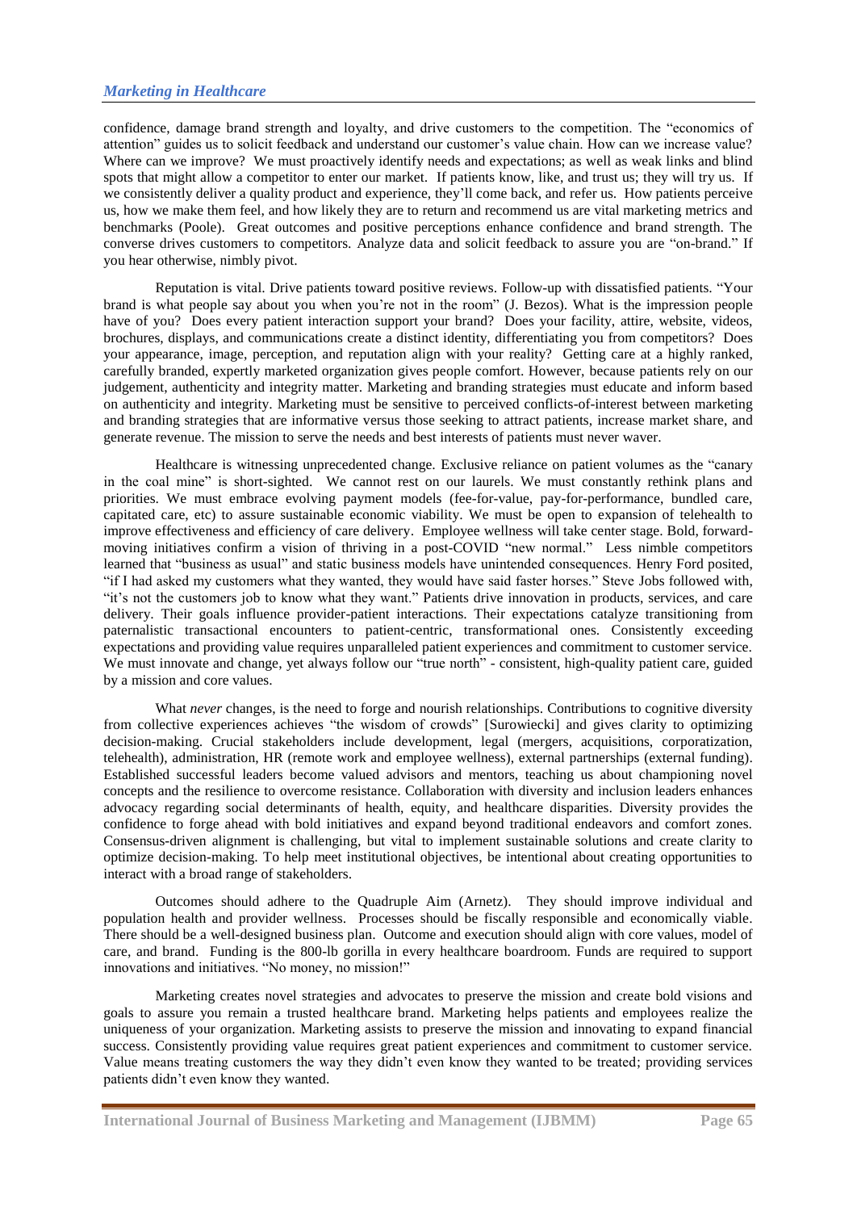confidence, damage brand strength and loyalty, and drive customers to the competition. The "economics of attention" guides us to solicit feedback and understand our customer's value chain. How can we increase value? Where can we improve? We must proactively identify needs and expectations; as well as weak links and blind spots that might allow a competitor to enter our market. If patients know, like, and trust us; they will try us. If we consistently deliver a quality product and experience, they'll come back, and refer us. How patients perceive us, how we make them feel, and how likely they are to return and recommend us are vital marketing metrics and benchmarks (Poole). Great outcomes and positive perceptions enhance confidence and brand strength. The converse drives customers to competitors. Analyze data and solicit feedback to assure you are "on-brand." If you hear otherwise, nimbly pivot.

Reputation is vital. Drive patients toward positive reviews. Follow-up with dissatisfied patients. "Your brand is what people say about you when you're not in the room" (J. Bezos). What is the impression people have of you? Does every patient interaction support your brand? Does your facility, attire, website, videos, brochures, displays, and communications create a distinct identity, differentiating you from competitors? Does your appearance, image, perception, and reputation align with your reality? Getting care at a highly ranked, carefully branded, expertly marketed organization gives people comfort. However, because patients rely on our judgement, authenticity and integrity matter. Marketing and branding strategies must educate and inform based on authenticity and integrity. Marketing must be sensitive to perceived conflicts-of-interest between marketing and branding strategies that are informative versus those seeking to attract patients, increase market share, and generate revenue. The mission to serve the needs and best interests of patients must never waver.

Healthcare is witnessing unprecedented change. Exclusive reliance on patient volumes as the "canary in the coal mine" is short-sighted. We cannot rest on our laurels. We must constantly rethink plans and priorities. We must embrace evolving payment models (fee-for-value, pay-for-performance, bundled care, capitated care, etc) to assure sustainable economic viability. We must be open to expansion of telehealth to improve effectiveness and efficiency of care delivery. Employee wellness will take center stage. Bold, forward-moving initiatives confirm a vision of thriving in a post-COVID "new normal." Less nimble competitors learned that "business as usual" and static business models have unintended consequences. Henry Ford posited, "if I had asked my customers what they wanted, they would have said faster horses." Steve Jobs followed with, "it's not the customers job to know what they want." Patients drive innovation in products, services, and care delivery. Their goals influence provider-patient interactions. Their expectations catalyze transitioning from paternalistic transactional encounters to patient-centric, transformational ones. Consistently exceeding expectations and providing value requires unparalleled patient experiences and commitment to customer service. We must innovate and change, yet always follow our "true north" - consistent, high-quality patient care, guided by a mission and core values.

What *never* changes, is the need to forge and nourish relationships. Contributions to cognitive diversity from collective experiences achieves "the wisdom of crowds" [Surowiecki] and gives clarity to optimizing decision-making. Crucial stakeholders include development, legal (mergers, acquisitions, corporatization, telehealth), administration, HR (remote work and employee wellness), external partnerships (external funding). Established successful leaders become valued advisors and mentors, teaching us about championing novel concepts and the resilience to overcome resistance. Collaboration with diversity and inclusion leaders enhances advocacy regarding social determinants of health, equity, and healthcare disparities. Diversity provides the confidence to forge ahead with bold initiatives and expand beyond traditional endeavors and comfort zones. Consensus-driven alignment is challenging, but vital to implement sustainable solutions and create clarity to optimize decision-making. To help meet institutional objectives, be intentional about creating opportunities to interact with a broad range of stakeholders.

Outcomes should adhere to the Quadruple Aim (Arnetz). They should improve individual and population health and provider wellness. Processes should be fiscally responsible and economically viable. There should be a well-designed business plan. Outcome and execution should align with core values, model of care, and brand. Funding is the 800-lb gorilla in every healthcare boardroom. Funds are required to support innovations and initiatives. "No money, no mission!"

Marketing creates novel strategies and advocates to preserve the mission and create bold visions and goals to assure you remain a trusted healthcare brand. Marketing helps patients and employees realize the uniqueness of your organization. Marketing assists to preserve the mission and innovating to expand financial success. Consistently providing value requires great patient experiences and commitment to customer service. Value means treating customers the way they didn't even know they wanted to be treated; providing services patients didn't even know they wanted.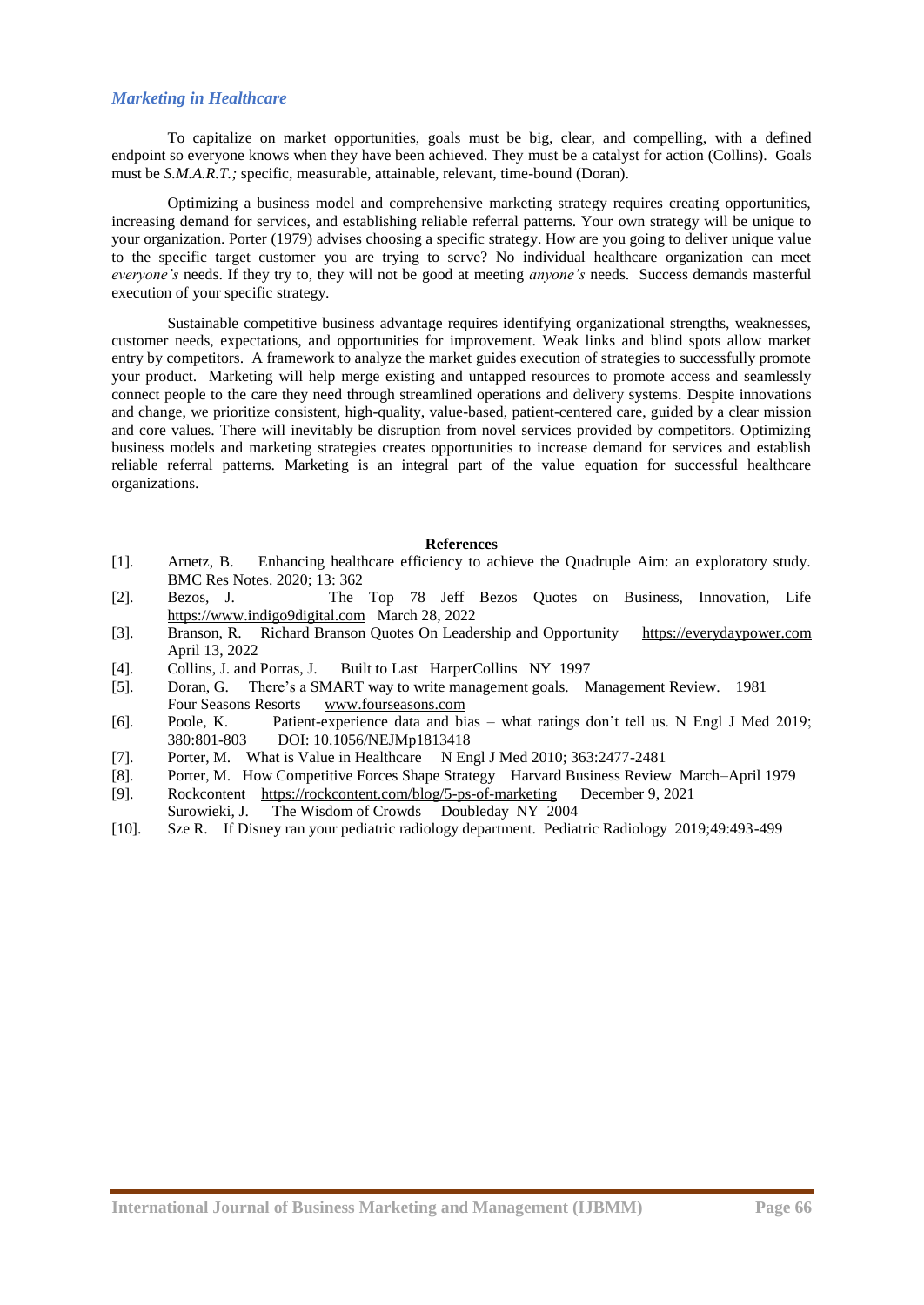To capitalize on market opportunities, goals must be big, clear, and compelling, with a defined endpoint so everyone knows when they have been achieved. They must be a catalyst for action (Collins). Goals must be *S.M.A.R.T.;* specific, measurable, attainable, relevant, time-bound (Doran).

Optimizing a business model and comprehensive marketing strategy requires creating opportunities, increasing demand for services, and establishing reliable referral patterns. Your own strategy will be unique to your organization. Porter (1979) advises choosing a specific strategy. How are you going to deliver unique value to the specific target customer you are trying to serve? No individual healthcare organization can meet *everyone's* needs. If they try to, they will not be good at meeting *anyone's* needs. Success demands masterful execution of your specific strategy.

Sustainable competitive business advantage requires identifying organizational strengths, weaknesses, customer needs, expectations, and opportunities for improvement. Weak links and blind spots allow market entry by competitors. A framework to analyze the market guides execution of strategies to successfully promote your product. Marketing will help merge existing and untapped resources to promote access and seamlessly connect people to the care they need through streamlined operations and delivery systems. Despite innovations and change, we prioritize consistent, high-quality, value-based, patient-centered care, guided by a clear mission and core values. There will inevitably be disruption from novel services provided by competitors. Optimizing business models and marketing strategies creates opportunities to increase demand for services and establish reliable referral patterns. Marketing is an integral part of the value equation for successful healthcare organizations.

**References**

[1]. Arnetz, B. Enhancing healthcare efficiency to achieve the Quadruple Aim: an exploratory study. BMC Res Notes. 2020; 13: 362

[2]. Bezos, J. The Top 78 Jeff Bezos Quotes on Business, Innovation, Life https://www.indigo9digital.com March 28, 2022

[3]. Branson, R. Richard Branson Quotes On Leadership and Opportunity https://everydaypower.com April 13, 2022

[4]. Collins, J. and Porras, J. Built to Last HarperCollins NY 1997

[5]. Doran, G. There's a SMART way to write management goals. Management Review. 1981
Four Seasons Resorts www.fourseasons.com

[6]. Poole, K. Patient-experience data and bias – what ratings don't tell us. N Engl J Med 2019; 380:801-803 DOI: 10.1056/NEJMp1813418

[7]. Porter, M. What is Value in Healthcare N Engl J Med 2010; 363:2477-2481

[8]. Porter, M. How Competitive Forces Shape Strategy Harvard Business Review March–April 1979

[9]. Rockcontent https://rockcontent.com/blog/5-ps-of-marketing December 9, 2021
Surowieki, J. The Wisdom of Crowds Doubleday NY 2004

[10]. Sze R. If Disney ran your pediatric radiology department. Pediatric Radiology 2019;49:493-499